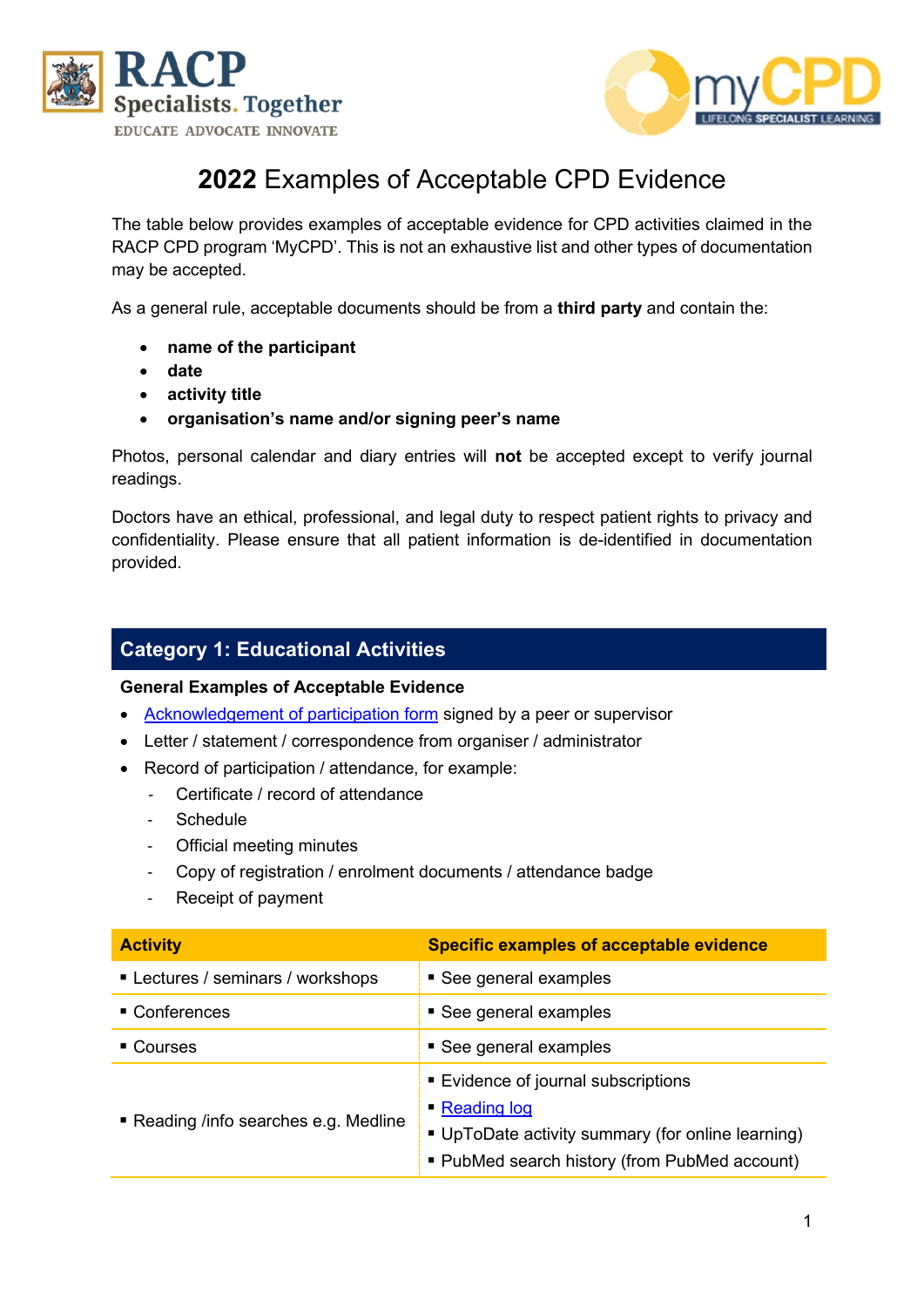# **2022** Examples of Acceptable CPD Evidence

The table below provides examples of acceptable evidence for CPD activities claimed in the RACP CPD program 'MyCPD'. This is not an exhaustive list and other types of documentation may be accepted.

As a general rule, acceptable documents should be from a **third party** and contain the:

- **name of the participant**
- **date**
- **activity title**
- **organisation's name and/or signing peer's name**

Photos, personal calendar and diary entries will **not** be accepted except to verify journal readings.

Doctors have an ethical, professional, and legal duty to respect patient rights to privacy and confidentiality. Please ensure that all patient information is de-identified in documentation provided.

## Category 1: Educational Activities

**General Examples of Acceptable Evidence**

- Acknowledgement of participation form signed by a peer or supervisor
- Letter / statement / correspondence from organiser / administrator
- Record of participation / attendance, for example:
  - Certificate / record of attendance
  - Schedule
  - Official meeting minutes
  - Copy of registration / enrolment documents / attendance badge
  - Receipt of payment

| Activity | Specific examples of acceptable evidence |
|---|---|
| ▪ Lectures / seminars / workshops | ▪ See general examples |
| ▪ Conferences | ▪ See general examples |
| ▪ Courses | ▪ See general examples |
| ▪ Reading /info searches e.g. Medline | ▪ Evidence of journal subscriptions<br>▪ Reading log<br>▪ UpToDate activity summary (for online learning)<br>▪ PubMed search history (from PubMed account) |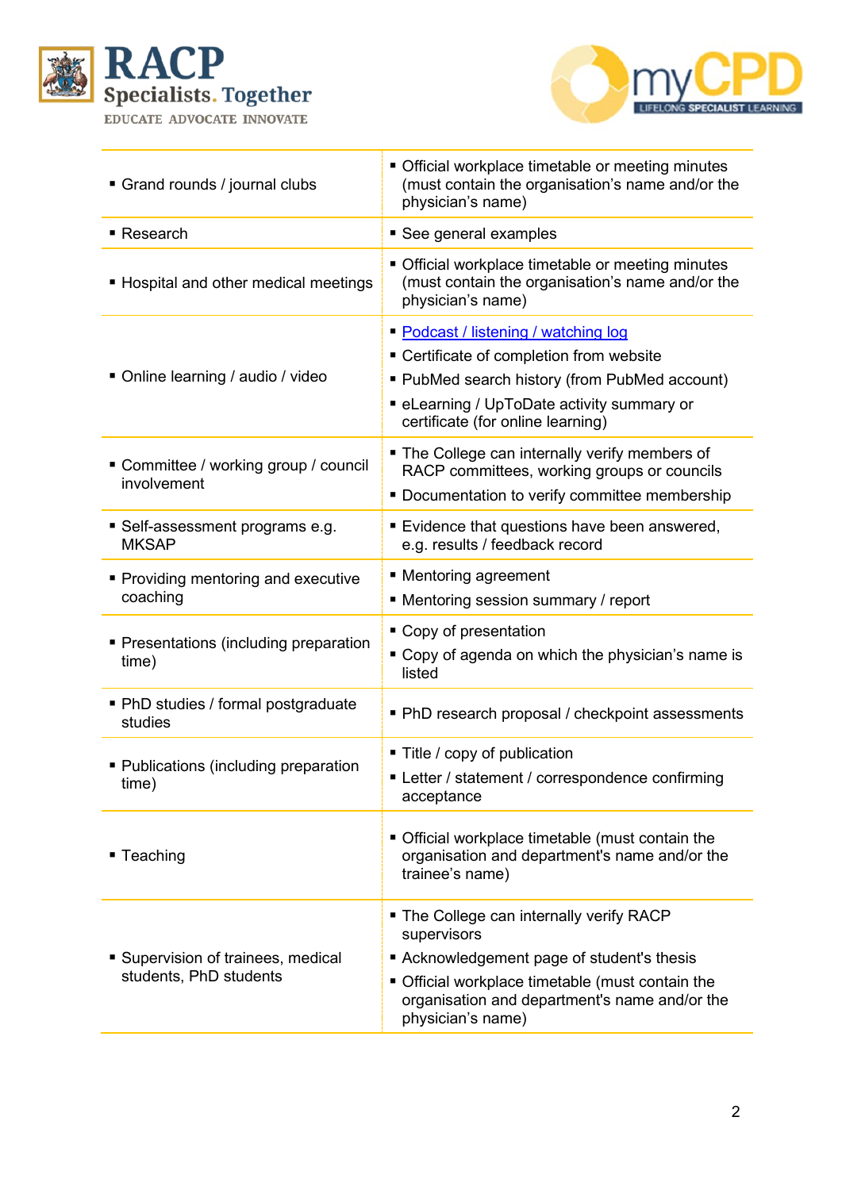| | |
|---|---|
| ▪ Grand rounds / journal clubs | ▪ Official workplace timetable or meeting minutes (must contain the organisation's name and/or the physician's name) |
| ▪ Research | ▪ See general examples |
| ▪ Hospital and other medical meetings | ▪ Official workplace timetable or meeting minutes (must contain the organisation's name and/or the physician's name) |
| ▪ Online learning / audio / video | ▪ Podcast / listening / watching log<br>▪ Certificate of completion from website<br>▪ PubMed search history (from PubMed account)<br>▪ eLearning / UpToDate activity summary or certificate (for online learning) |
| ▪ Committee / working group / council involvement | ▪ The College can internally verify members of RACP committees, working groups or councils<br>▪ Documentation to verify committee membership |
| ▪ Self-assessment programs e.g. MKSAP | ▪ Evidence that questions have been answered, e.g. results / feedback record |
| ▪ Providing mentoring and executive coaching | ▪ Mentoring agreement<br>▪ Mentoring session summary / report |
| ▪ Presentations (including preparation time) | ▪ Copy of presentation<br>▪ Copy of agenda on which the physician's name is listed |
| ▪ PhD studies / formal postgraduate studies | ▪ PhD research proposal / checkpoint assessments |
| ▪ Publications (including preparation time) | ▪ Title / copy of publication<br>▪ Letter / statement / correspondence confirming acceptance |
| ▪ Teaching | ▪ Official workplace timetable (must contain the organisation and department's name and/or the trainee's name) |
| ▪ Supervision of trainees, medical students, PhD students | ▪ The College can internally verify RACP supervisors<br>▪ Acknowledgement page of student's thesis<br>▪ Official workplace timetable (must contain the organisation and department's name and/or the physician's name) |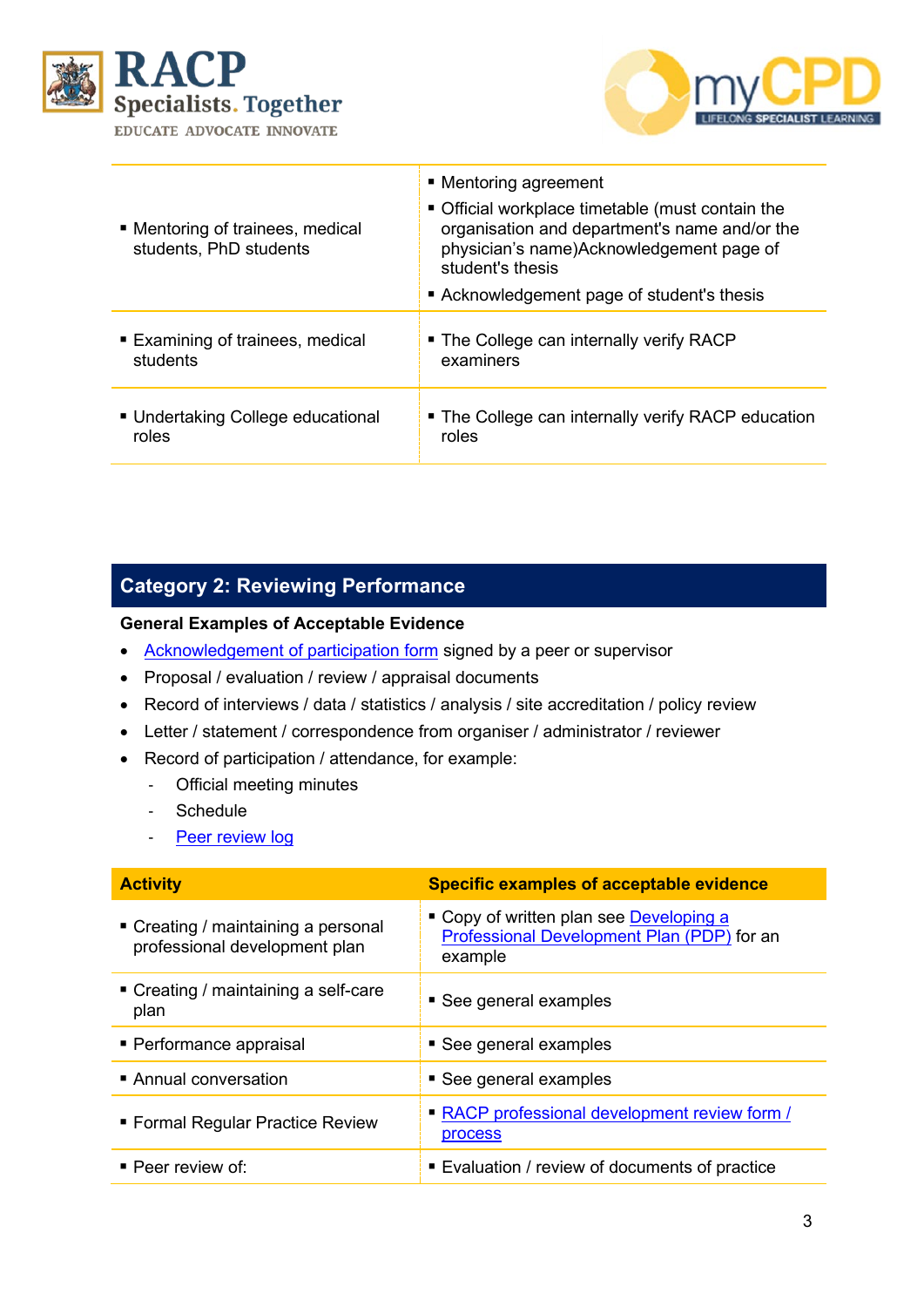| | |
|---|---|
| ▪ Mentoring of trainees, medical students, PhD students | ▪ Mentoring agreement<br>▪ Official workplace timetable (must contain the organisation and department's name and/or the physician's name)Acknowledgement page of student's thesis<br>▪ Acknowledgement page of student's thesis |
| ▪ Examining of trainees, medical students | ▪ The College can internally verify RACP examiners |
| ▪ Undertaking College educational roles | ▪ The College can internally verify RACP education roles |

## Category 2: Reviewing Performance

**General Examples of Acceptable Evidence**

- Acknowledgement of participation form signed by a peer or supervisor
- Proposal / evaluation / review / appraisal documents
- Record of interviews / data / statistics / analysis / site accreditation / policy review
- Letter / statement / correspondence from organiser / administrator / reviewer
- Record of participation / attendance, for example:
  - Official meeting minutes
  - Schedule
  - Peer review log

| Activity | Specific examples of acceptable evidence |
|---|---|
| ▪ Creating / maintaining a personal professional development plan | ▪ Copy of written plan see Developing a Professional Development Plan (PDP) for an example |
| ▪ Creating / maintaining a self-care plan | ▪ See general examples |
| ▪ Performance appraisal | ▪ See general examples |
| ▪ Annual conversation | ▪ See general examples |
| ▪ Formal Regular Practice Review | ▪ RACP professional development review form / process |
| ▪ Peer review of: | ▪ Evaluation / review of documents of practice |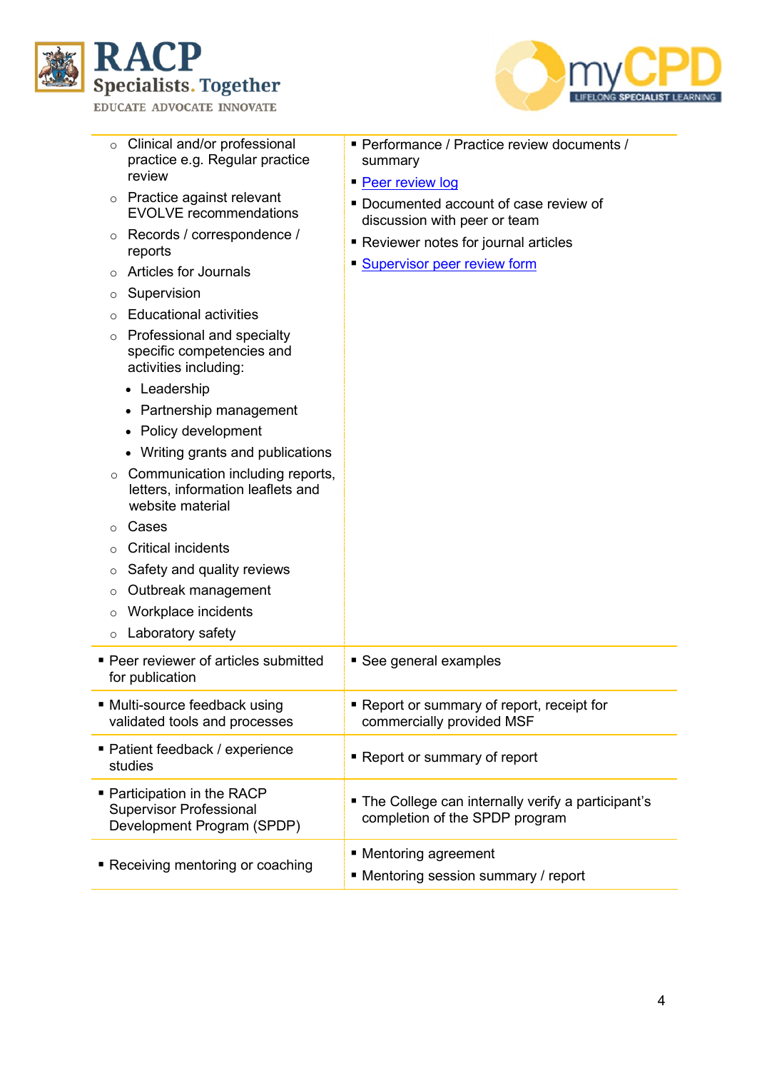| | |
|---|---|
| ○ Clinical and/or professional practice e.g. Regular practice review<br>○ Practice against relevant EVOLVE recommendations<br>○ Records / correspondence / reports<br>○ Articles for Journals<br>○ Supervision<br>○ Educational activities<br>○ Professional and specialty specific competencies and activities including:<br>• Leadership<br>• Partnership management<br>• Policy development<br>• Writing grants and publications<br>○ Communication including reports, letters, information leaflets and website material<br>○ Cases<br>○ Critical incidents<br>○ Safety and quality reviews<br>○ Outbreak management<br>○ Workplace incidents<br>○ Laboratory safety | ▪ Performance / Practice review documents / summary<br>▪ Peer review log<br>▪ Documented account of case review of discussion with peer or team<br>▪ Reviewer notes for journal articles<br>▪ Supervisor peer review form |
| ▪ Peer reviewer of articles submitted for publication | ▪ See general examples |
| ▪ Multi-source feedback using validated tools and processes | ▪ Report or summary of report, receipt for commercially provided MSF |
| ▪ Patient feedback / experience studies | ▪ Report or summary of report |
| ▪ Participation in the RACP Supervisor Professional Development Program (SPDP) | ▪ The College can internally verify a participant's completion of the SPDP program |
| ▪ Receiving mentoring or coaching | ▪ Mentoring agreement<br>▪ Mentoring session summary / report |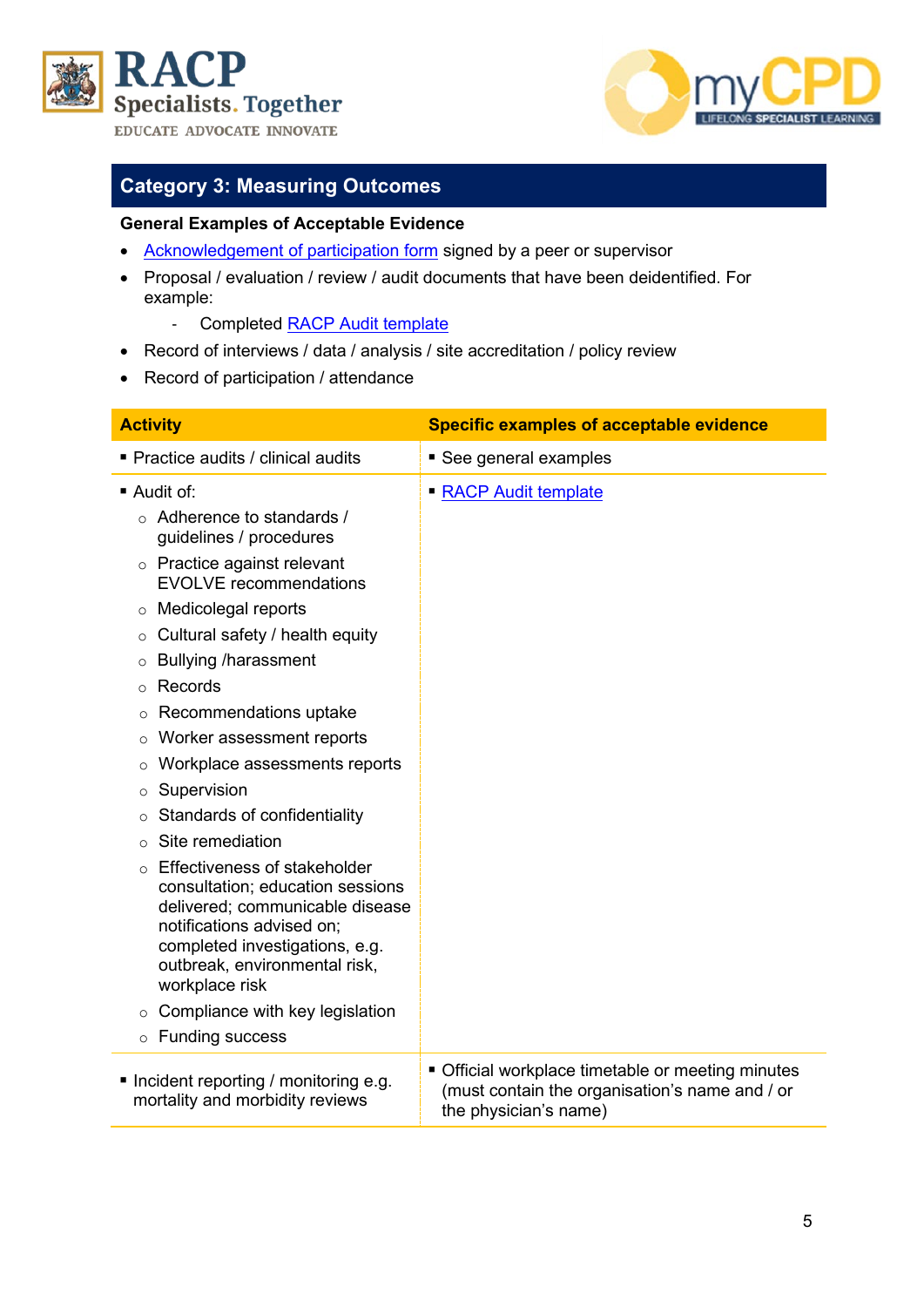## Category 3: Measuring Outcomes

**General Examples of Acceptable Evidence**

- Acknowledgement of participation form signed by a peer or supervisor
- Proposal / evaluation / review / audit documents that have been deidentified. For example:
  - Completed RACP Audit template
- Record of interviews / data / analysis / site accreditation / policy review
- Record of participation / attendance

| Activity | Specific examples of acceptable evidence |
| --- | --- |
| ▪ Practice audits / clinical audits | ▪ See general examples |
| ▪ Audit of:<br>○ Adherence to standards / guidelines / procedures<br>○ Practice against relevant EVOLVE recommendations<br>○ Medicolegal reports<br>○ Cultural safety / health equity<br>○ Bullying /harassment<br>○ Records<br>○ Recommendations uptake<br>○ Worker assessment reports<br>○ Workplace assessments reports<br>○ Supervision<br>○ Standards of confidentiality<br>○ Site remediation<br>○ Effectiveness of stakeholder consultation; education sessions delivered; communicable disease notifications advised on; completed investigations, e.g. outbreak, environmental risk, workplace risk<br>○ Compliance with key legislation<br>○ Funding success | ▪ RACP Audit template |
| ▪ Incident reporting / monitoring e.g. mortality and morbidity reviews | ▪ Official workplace timetable or meeting minutes (must contain the organisation's name and / or the physician's name) |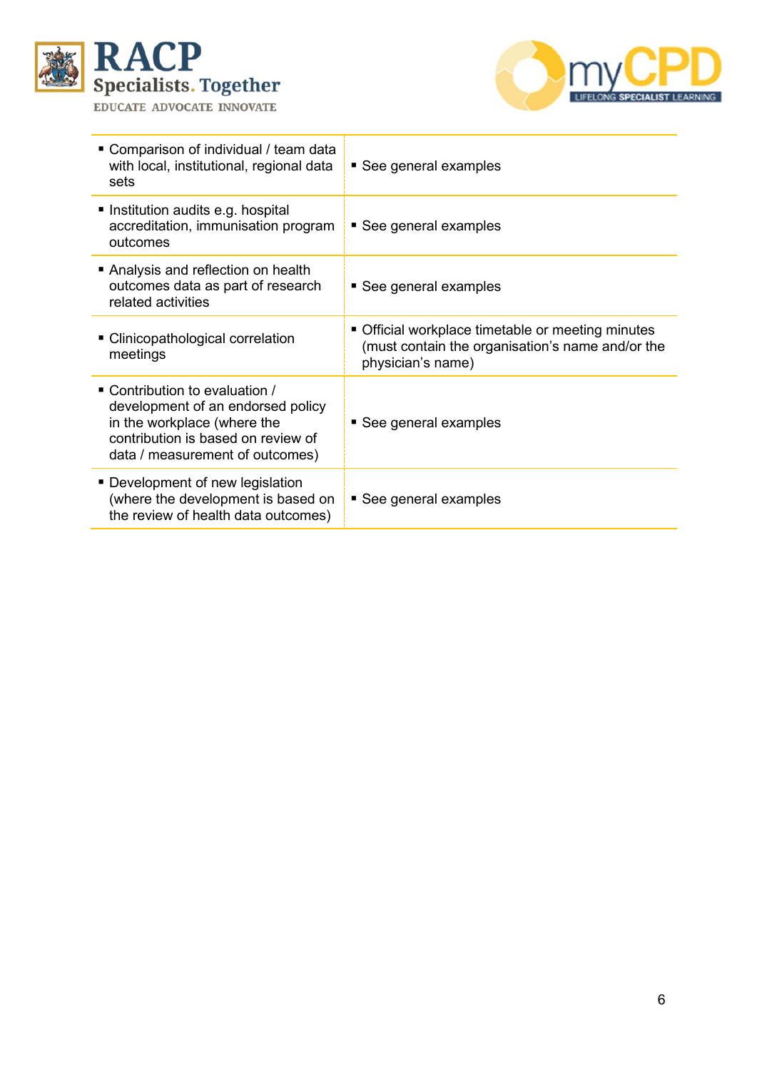| | |
|---|---|
| ▪ Comparison of individual / team data with local, institutional, regional data sets | ▪ See general examples |
| ▪ Institution audits e.g. hospital accreditation, immunisation program outcomes | ▪ See general examples |
| ▪ Analysis and reflection on health outcomes data as part of research related activities | ▪ See general examples |
| ▪ Clinicopathological correlation meetings | ▪ Official workplace timetable or meeting minutes (must contain the organisation's name and/or the physician's name) |
| ▪ Contribution to evaluation / development of an endorsed policy in the workplace (where the contribution is based on review of data / measurement of outcomes) | ▪ See general examples |
| ▪ Development of new legislation (where the development is based on the review of health data outcomes) | ▪ See general examples |